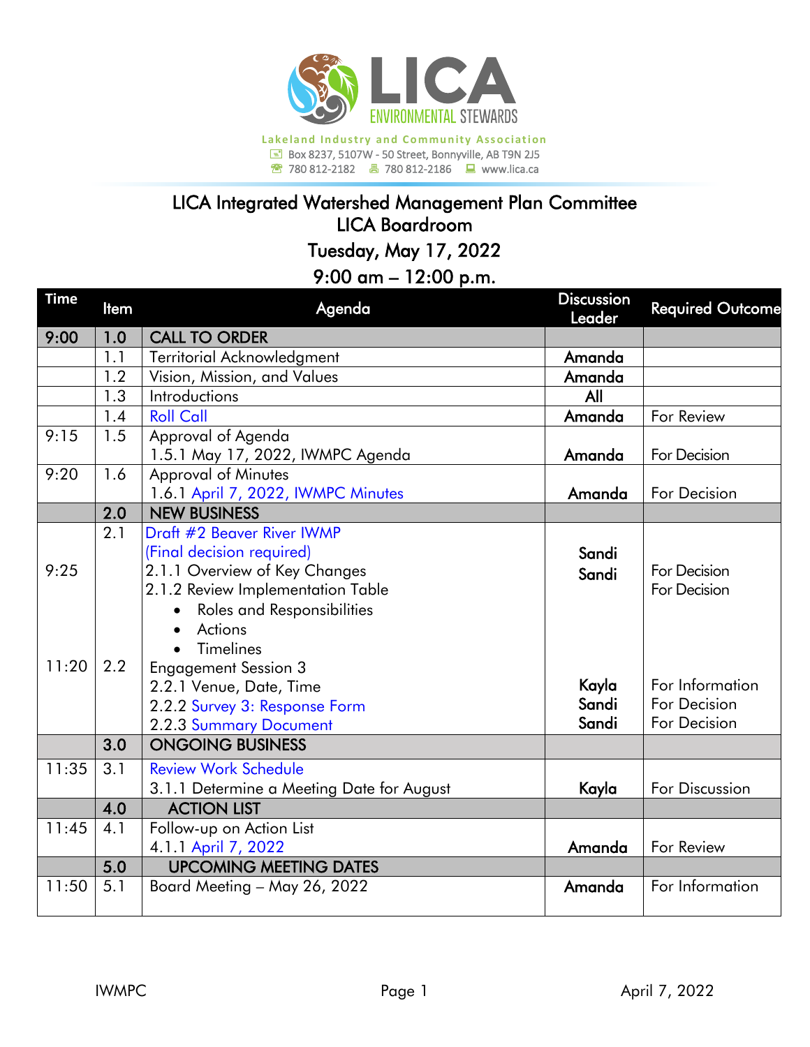**LICA ENVIRONMENTAL STEWARDS**

Lakeland Industry and Community Association
Box 8237, 5107W - 50 Street, Bonnyville, AB T9N 2J5
780 812-2182 780 812-2186 www.lica.ca

# LICA Integrated Watershed Management Plan Committee

## LICA Boardroom

## Tuesday, May 17, 2022

## 9:00 am – 12:00 p.m.

| Time | Item | Agenda | Discussion Leader | Required Outcome |
|---|---|---|---|---|
| 9:00 | 1.0 | **CALL TO ORDER** | | |
| | 1.1 | Territorial Acknowledgment | Amanda | |
| | 1.2 | Vision, Mission, and Values | Amanda | |
| | 1.3 | Introductions | All | |
| | 1.4 | Roll Call | Amanda | For Review |
| 9:15 | 1.5 | Approval of Agenda<br>1.5.1 May 17, 2022, IWMPC Agenda | Amanda | For Decision |
| 9:20 | 1.6 | Approval of Minutes<br>1.6.1 April 7, 2022, IWMPC Minutes | Amanda | For Decision |
| | 2.0 | **NEW BUSINESS** | | |
| 9:25 | 2.1 | Draft #2 Beaver River IWMP<br>(Final decision required)<br>2.1.1 Overview of Key Changes<br>2.1.2 Review Implementation Table<br>• Roles and Responsibilities<br>• Actions<br>• Timelines | <br><br>Sandi<br>Sandi | <br><br>For Decision<br>For Decision |
| 11:20 | 2.2 | Engagement Session 3<br>2.2.1 Venue, Date, Time<br>2.2.2 Survey 3: Response Form<br>2.2.3 Summary Document | <br>Kayla<br>Sandi<br>Sandi | <br>For Information<br>For Decision<br>For Decision |
| | 3.0 | **ONGOING BUSINESS** | | |
| 11:35 | 3.1 | Review Work Schedule<br>3.1.1 Determine a Meeting Date for August | Kayla | For Discussion |
| | 4.0 | **ACTION LIST** | | |
| 11:45 | 4.1 | Follow-up on Action List<br>4.1.1 April 7, 2022 | Amanda | For Review |
| | 5.0 | **UPCOMING MEETING DATES** | | |
| 11:50 | 5.1 | Board Meeting – May 26, 2022 | Amanda | For Information |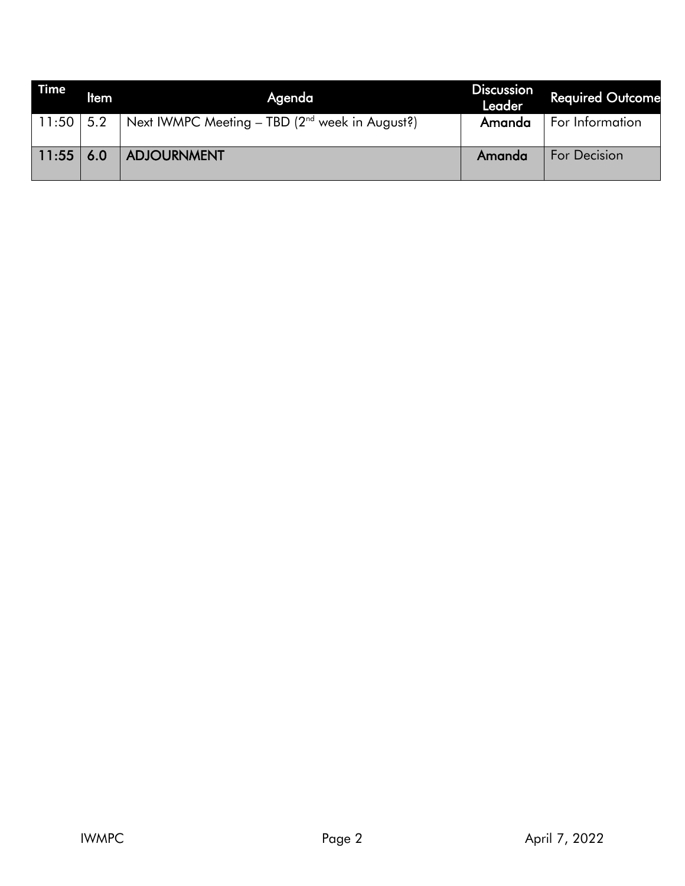| Time | Item | Agenda | Discussion Leader | Required Outcome |
|---|---|---|---|---|
| 11:50 | 5.2 | Next IWMPC Meeting – TBD (2nd week in August?) | **Amanda** | For Information |
| **11:55** | **6.0** | **ADJOURNMENT** | **Amanda** | For Decision |